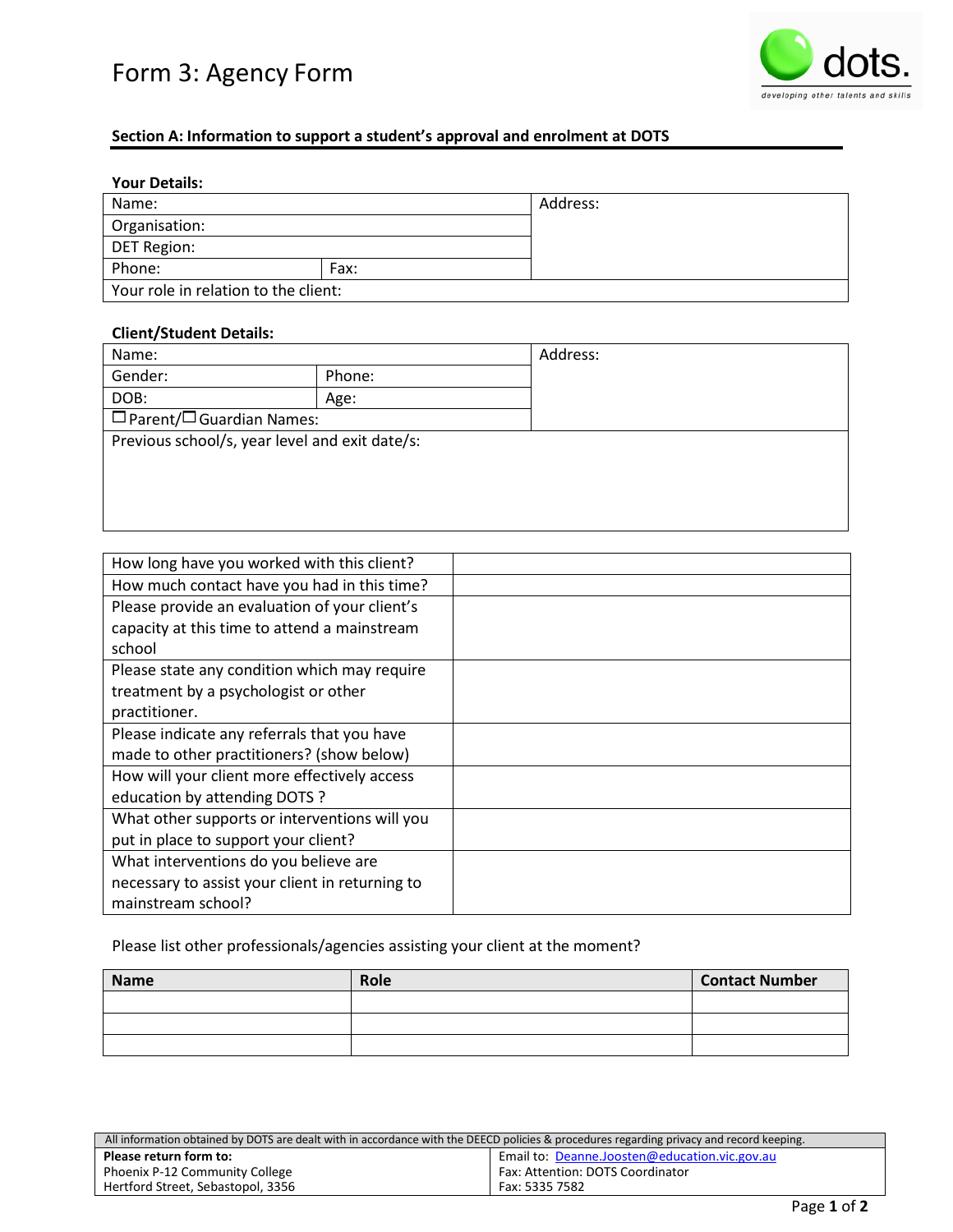# Form 3: Agency Form

dots. developing other talents and skills

## Section A: Information to support a student's approval and enrolment at DOTS

**Your Details:**

| | | |
|---|---|---|
| Name: | | Address: |
| Organisation: | | |
| DET Region: | | |
| Phone: | Fax: | |
| Your role in relation to the client: | | |

**Client/Student Details:**

| | | |
|---|---|---|
| Name: | | Address: |
| Gender: | Phone: | |
| DOB: | Age: | |
| ☐ Parent/☐ Guardian Names: | | |
| Previous school/s, year level and exit date/s: | | |

| | |
|---|---|
| How long have you worked with this client? | |
| How much contact have you had in this time? | |
| Please provide an evaluation of your client's capacity at this time to attend a mainstream school | |
| Please state any condition which may require treatment by a psychologist or other practitioner. | |
| Please indicate any referrals that you have made to other practitioners? (show below) | |
| How will your client more effectively access education by attending DOTS ? | |
| What other supports or interventions will you put in place to support your client? | |
| What interventions do you believe are necessary to assist your client in returning to mainstream school? | |

Please list other professionals/agencies assisting your client at the moment?

| Name | Role | Contact Number |
|---|---|---|
| | | |
| | | |
| | | |

All information obtained by DOTS are dealt with in accordance with the DEECD policies & procedures regarding privacy and record keeping.

| | |
|---|---|
| **Please return form to:**<br>Phoenix P-12 Community College<br>Hertford Street, Sebastopol, 3356 | Email to: Deanne.Joosten@education.vic.gov.au<br>Fax: Attention: DOTS Coordinator<br>Fax: 5335 7582 |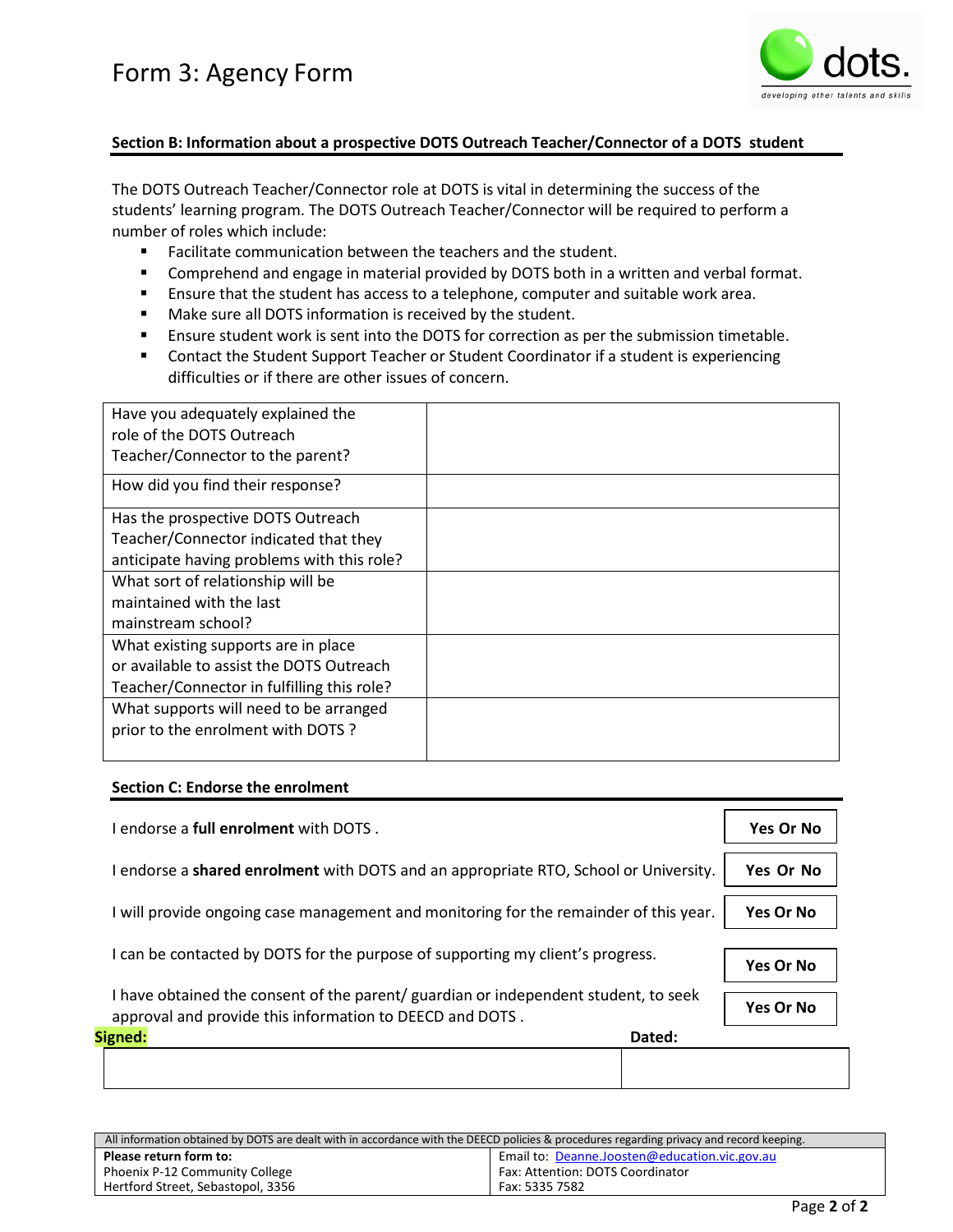# Form 3: Agency Form

dots. developing other talents and skills

## Section B: Information about a prospective DOTS Outreach Teacher/Connector of a DOTS student

The DOTS Outreach Teacher/Connector role at DOTS is vital in determining the success of the students' learning program. The DOTS Outreach Teacher/Connector will be required to perform a number of roles which include:

- Facilitate communication between the teachers and the student.
- Comprehend and engage in material provided by DOTS both in a written and verbal format.
- Ensure that the student has access to a telephone, computer and suitable work area.
- Make sure all DOTS information is received by the student.
- Ensure student work is sent into the DOTS for correction as per the submission timetable.
- Contact the Student Support Teacher or Student Coordinator if a student is experiencing difficulties or if there are other issues of concern.

| | |
|---|---|
| Have you adequately explained the role of the DOTS Outreach Teacher/Connector to the parent? | |
| How did you find their response? | |
| Has the prospective DOTS Outreach Teacher/Connector indicated that they anticipate having problems with this role? | |
| What sort of relationship will be maintained with the last mainstream school? | |
| What existing supports are in place or available to assist the DOTS Outreach Teacher/Connector in fulfilling this role? | |
| What supports will need to be arranged prior to the enrolment with DOTS ? | |

## Section C: Endorse the enrolment

| | |
|---|---|
| I endorse a **full enrolment** with DOTS . | **Yes Or No** |
| I endorse a **shared enrolment** with DOTS and an appropriate RTO, School or University. | **Yes Or No** |
| I will provide ongoing case management and monitoring for the remainder of this year. | **Yes Or No** |
| I can be contacted by DOTS for the purpose of supporting my client's progress. | **Yes Or No** |
| I have obtained the consent of the parent/ guardian or independent student, to seek approval and provide this information to DEECD and DOTS . | **Yes Or No** |

| **Signed:** | **Dated:** |
|---|---|
| | |

All information obtained by DOTS are dealt with in accordance with the DEECD policies & procedures regarding privacy and record keeping.

| **Please return form to:** | Email to: Deanne.Joosten@education.vic.gov.au |
|---|---|
| Phoenix P-12 Community College | Fax: Attention: DOTS Coordinator |
| Hertford Street, Sebastopol, 3356 | Fax: 5335 7582 |